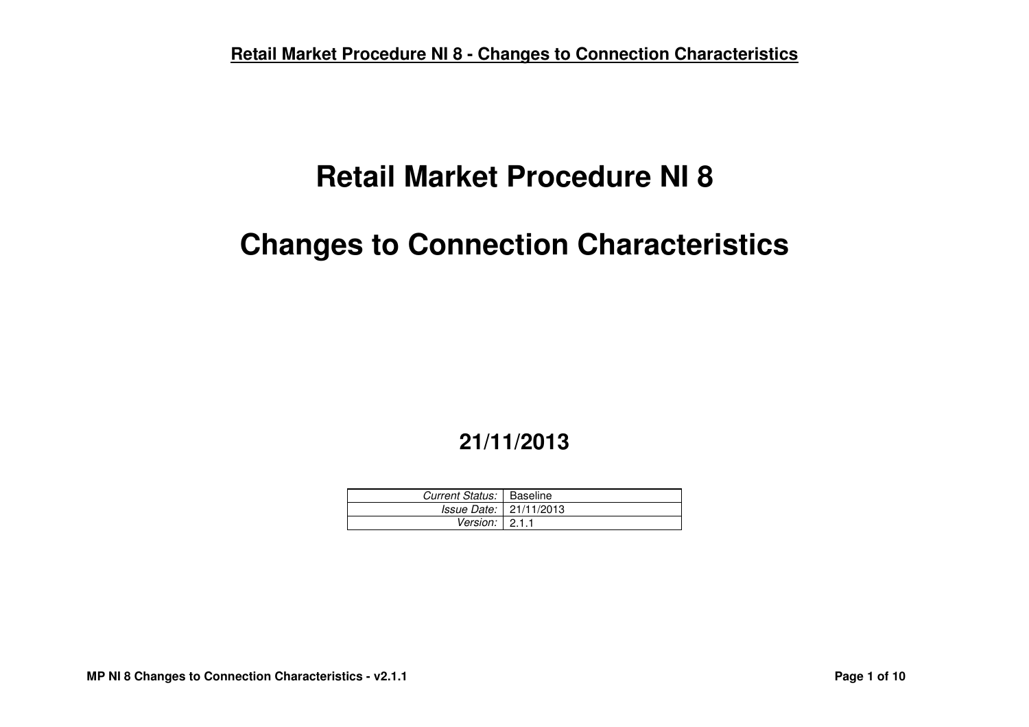# Retail Market Procedure NI 8

# Changes to Connection Characteristics

**21/11/2013**

| | |
|---|---|
| *Current Status:* | Baseline |
| *Issue Date:* | 21/11/2013 |
| *Version:* | 2.1.1 |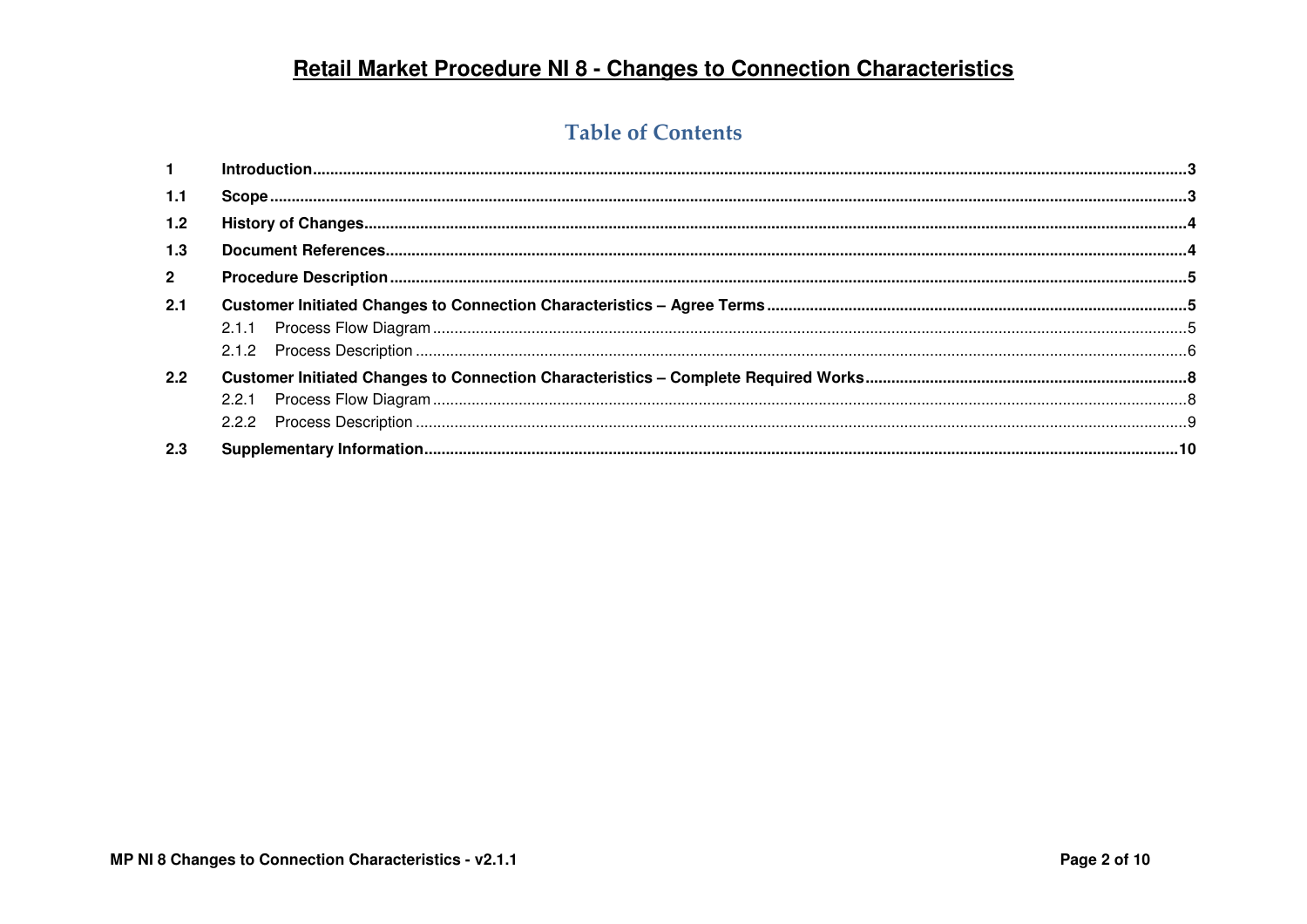# Retail Market Procedure NI 8 - Changes to Connection Characteristics

## Table of Contents

| | | |
|---|---|---|
| **1** | **Introduction** | **3** |
| **1.1** | **Scope** | **3** |
| **1.2** | **History of Changes** | **4** |
| **1.3** | **Document References** | **4** |
| **2** | **Procedure Description** | **5** |
| **2.1** | **Customer Initiated Changes to Connection Characteristics – Agree Terms** | **5** |
| | 2.1.1 Process Flow Diagram | 5 |
| | 2.1.2 Process Description | 6 |
| **2.2** | **Customer Initiated Changes to Connection Characteristics – Complete Required Works** | **8** |
| | 2.2.1 Process Flow Diagram | 8 |
| | 2.2.2 Process Description | 9 |
| **2.3** | **Supplementary Information** | **10** |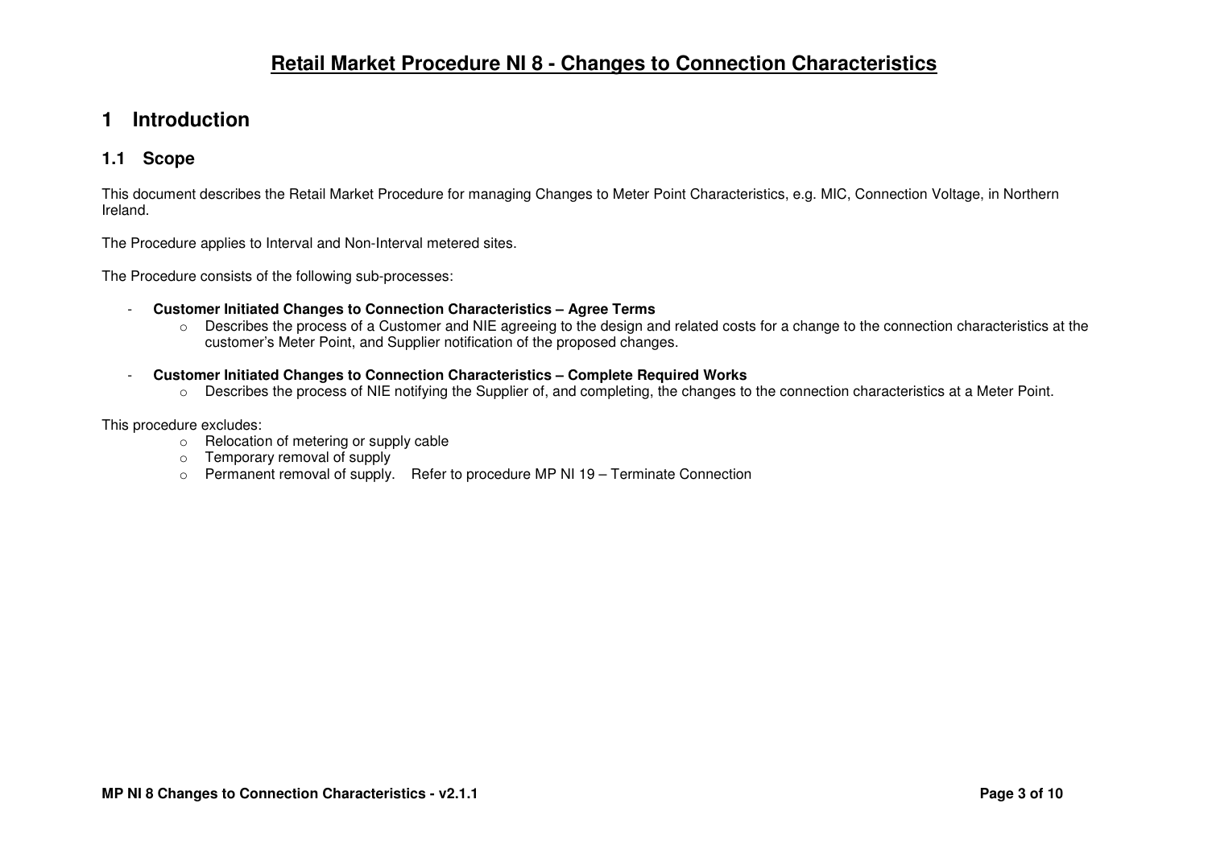# Retail Market Procedure NI 8 - Changes to Connection Characteristics

## 1 Introduction

### 1.1 Scope

This document describes the Retail Market Procedure for managing Changes to Meter Point Characteristics, e.g. MIC, Connection Voltage, in Northern Ireland.

The Procedure applies to Interval and Non-Interval metered sites.

The Procedure consists of the following sub-processes:

- **Customer Initiated Changes to Connection Characteristics – Agree Terms**
  - Describes the process of a Customer and NIE agreeing to the design and related costs for a change to the connection characteristics at the customer's Meter Point, and Supplier notification of the proposed changes.

- **Customer Initiated Changes to Connection Characteristics – Complete Required Works**
  - Describes the process of NIE notifying the Supplier of, and completing, the changes to the connection characteristics at a Meter Point.

This procedure excludes:

- Relocation of metering or supply cable
- Temporary removal of supply
- Permanent removal of supply. Refer to procedure MP NI 19 – Terminate Connection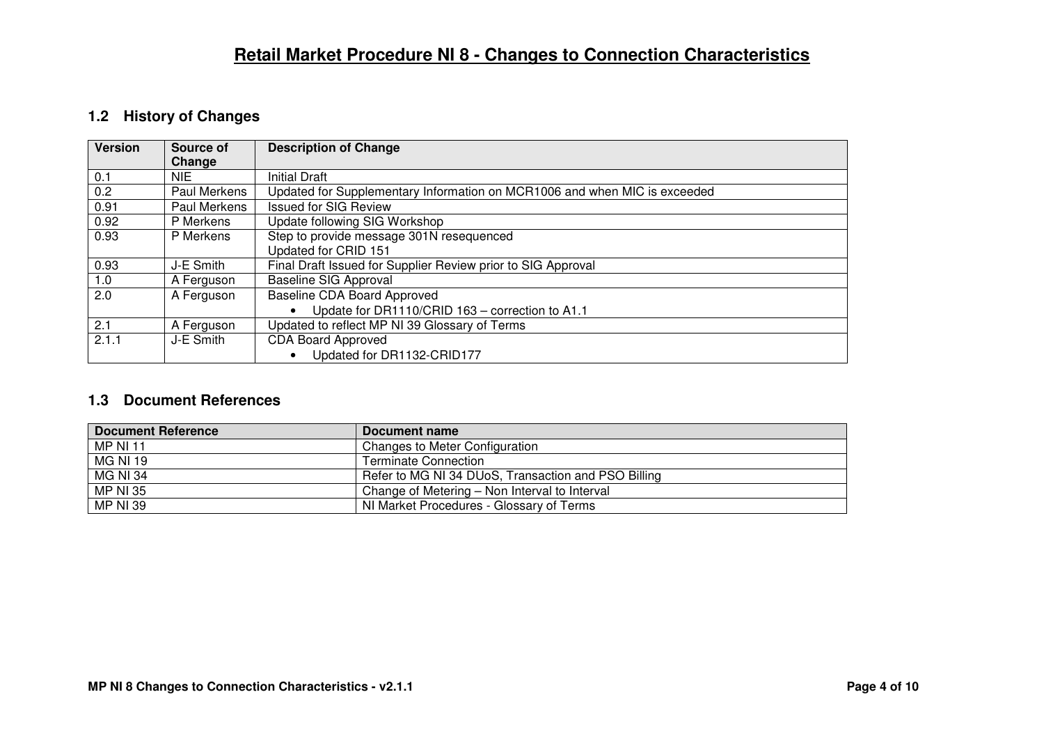# Retail Market Procedure NI 8 - Changes to Connection Characteristics

## 1.2 History of Changes

| Version | Source of Change | Description of Change |
|---|---|---|
| 0.1 | NIE | Initial Draft |
| 0.2 | Paul Merkens | Updated for Supplementary Information on MCR1006 and when MIC is exceeded |
| 0.91 | Paul Merkens | Issued for SIG Review |
| 0.92 | P Merkens | Update following SIG Workshop |
| 0.93 | P Merkens | Step to provide message 301N resequenced<br>Updated for CRID 151 |
| 0.93 | J-E Smith | Final Draft Issued for Supplier Review prior to SIG Approval |
| 1.0 | A Ferguson | Baseline SIG Approval |
| 2.0 | A Ferguson | Baseline CDA Board Approved<br>• Update for DR1110/CRID 163 – correction to A1.1 |
| 2.1 | A Ferguson | Updated to reflect MP NI 39 Glossary of Terms |
| 2.1.1 | J-E Smith | CDA Board Approved<br>• Updated for DR1132-CRID177 |

## 1.3 Document References

| Document Reference | Document name |
|---|---|
| MP NI 11 | Changes to Meter Configuration |
| MG NI 19 | Terminate Connection |
| MG NI 34 | Refer to MG NI 34 DUoS, Transaction and PSO Billing |
| MP NI 35 | Change of Metering – Non Interval to Interval |
| MP NI 39 | NI Market Procedures - Glossary of Terms |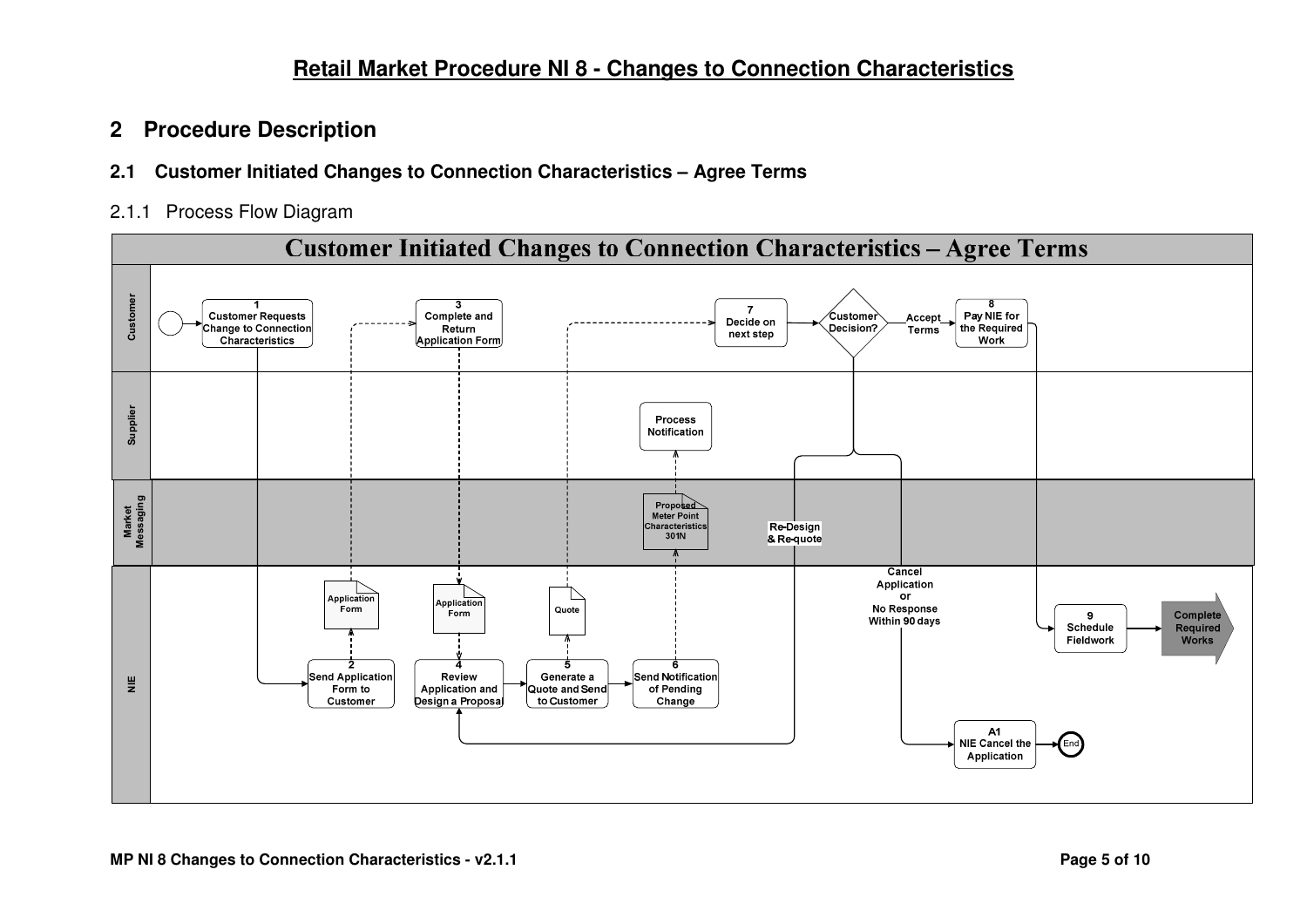# Retail Market Procedure NI 8 - Changes to Connection Characteristics

## 2 Procedure Description

### 2.1 Customer Initiated Changes to Connection Characteristics – Agree Terms

#### 2.1.1 Process Flow Diagram

**Customer Initiated Changes to Connection Characteristics – Agree Terms**

Customer

1 Customer Requests Change to Connection Characteristics

3 Complete and Return Application Form

7 Decide on next step

Customer Decision?

Accept Terms

8 Pay NIE for the Required Work

Supplier

Process Notification

Market Messaging

Proposed Meter Point Characteristics 301N

Re-Design & Re-quote

NIE

Cancel Application or No Response Within 90 days

Application Form

Application Form

Quote

2 Send Application Form to Customer

4 Review Application and Design a Proposal

5 Generate a Quote and Send to Customer

6 Send Notification of Pending Change

9 Schedule Fieldwork

Complete Required Works

A1 NIE Cancel the Application

End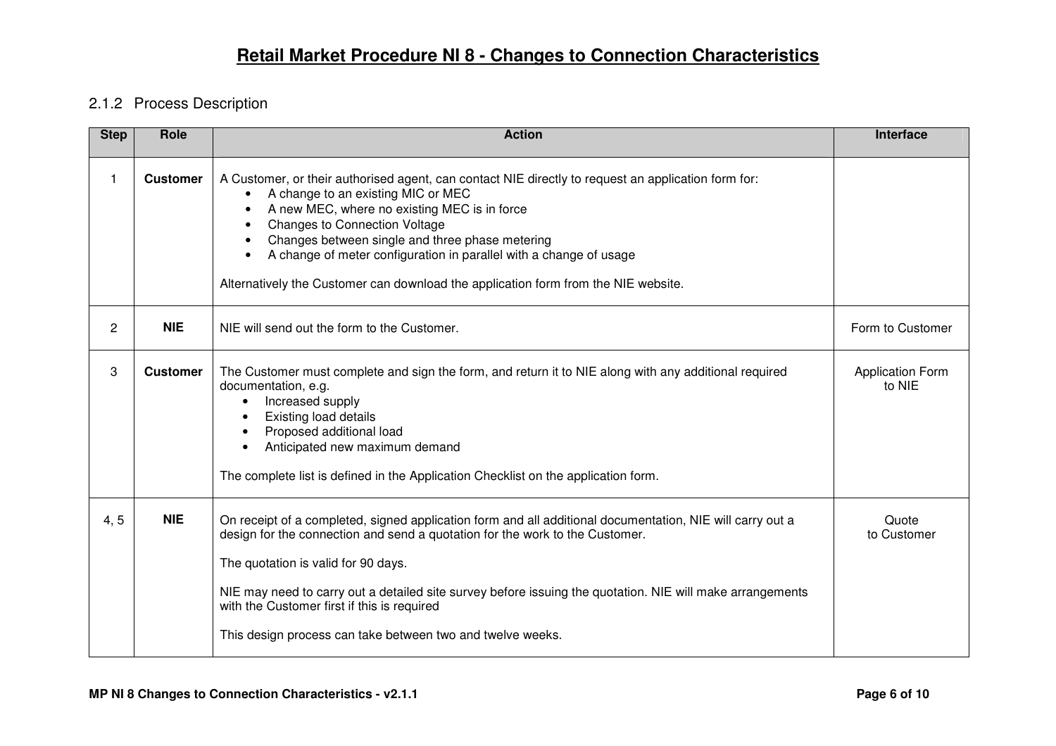# Retail Market Procedure NI 8 - Changes to Connection Characteristics

### 2.1.2 Process Description

| Step | Role | Action | Interface |
|---|---|---|---|
| 1 | **Customer** | A Customer, or their authorised agent, can contact NIE directly to request an application form for:<br>• A change to an existing MIC or MEC<br>• A new MEC, where no existing MEC is in force<br>• Changes to Connection Voltage<br>• Changes between single and three phase metering<br>• A change of meter configuration in parallel with a change of usage<br><br>Alternatively the Customer can download the application form from the NIE website. | |
| 2 | **NIE** | NIE will send out the form to the Customer. | Form to Customer |
| 3 | **Customer** | The Customer must complete and sign the form, and return it to NIE along with any additional required documentation, e.g.<br>• Increased supply<br>• Existing load details<br>• Proposed additional load<br>• Anticipated new maximum demand<br><br>The complete list is defined in the Application Checklist on the application form. | Application Form to NIE |
| 4, 5 | **NIE** | On receipt of a completed, signed application form and all additional documentation, NIE will carry out a design for the connection and send a quotation for the work to the Customer.<br><br>The quotation is valid for 90 days.<br><br>NIE may need to carry out a detailed site survey before issuing the quotation. NIE will make arrangements with the Customer first if this is required<br><br>This design process can take between two and twelve weeks. | Quote to Customer |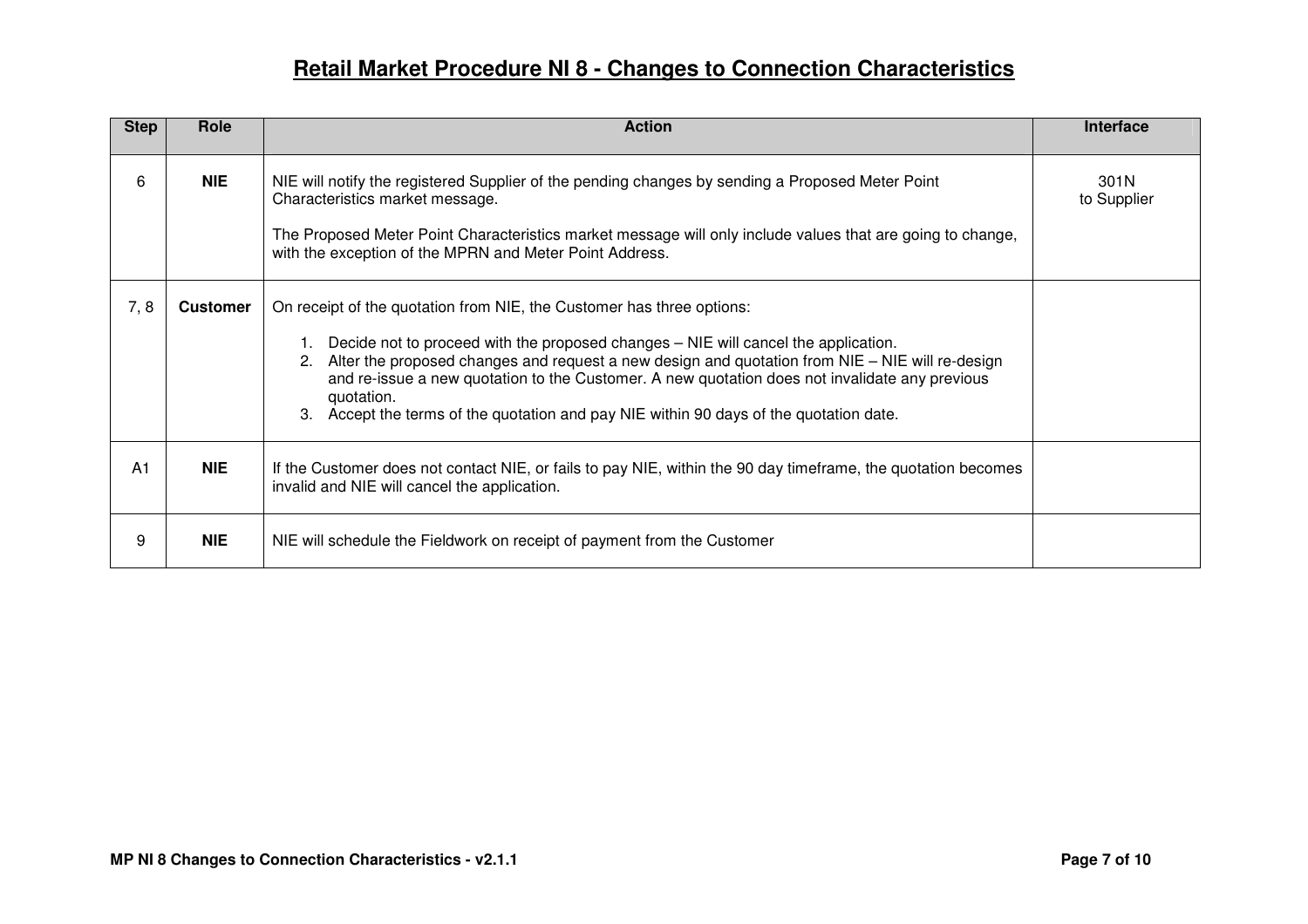# Retail Market Procedure NI 8 - Changes to Connection Characteristics

| Step | Role | Action | Interface |
|---|---|---|---|
| 6 | **NIE** | NIE will notify the registered Supplier of the pending changes by sending a Proposed Meter Point Characteristics market message.<br><br>The Proposed Meter Point Characteristics market message will only include values that are going to change, with the exception of the MPRN and Meter Point Address. | 301N to Supplier |
| 7, 8 | **Customer** | On receipt of the quotation from NIE, the Customer has three options:<br><br>1. Decide not to proceed with the proposed changes – NIE will cancel the application.<br>2. Alter the proposed changes and request a new design and quotation from NIE – NIE will re-design and re-issue a new quotation to the Customer. A new quotation does not invalidate any previous quotation.<br>3. Accept the terms of the quotation and pay NIE within 90 days of the quotation date. | |
| A1 | **NIE** | If the Customer does not contact NIE, or fails to pay NIE, within the 90 day timeframe, the quotation becomes invalid and NIE will cancel the application. | |
| 9 | **NIE** | NIE will schedule the Fieldwork on receipt of payment from the Customer | |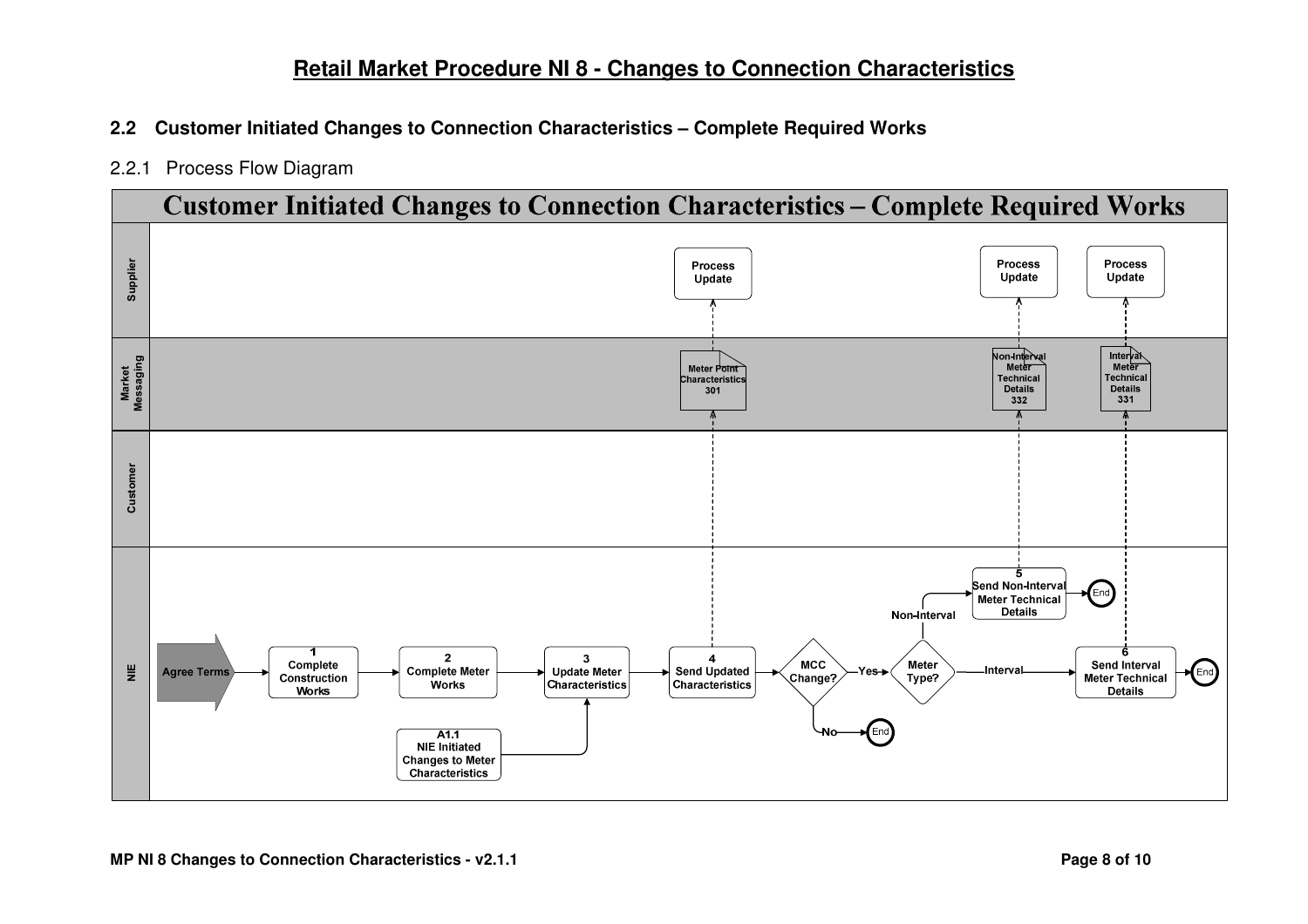## 2.2 Customer Initiated Changes to Connection Characteristics – Complete Required Works

### 2.2.1 Process Flow Diagram

**Customer Initiated Changes to Connection Characteristics – Complete Required Works**

Supplier | Market Messaging | Customer | NIE

Agree Terms → 1 Complete Construction Works → 2 Complete Meter Works → 3 Update Meter Characteristics → 4 Send Updated Characteristics → MCC Change?

A1.1 NIE Initiated Changes to Meter Characteristics → 3 Update Meter Characteristics

4 Send Updated Characteristics → Meter Point Characteristics 301 → Process Update

MCC Change? – No → End

MCC Change? – Yes → Meter Type?

Meter Type? – Non-Interval → 5 Send Non-Interval Meter Technical Details → End

5 Send Non-Interval Meter Technical Details → Non-Interval Meter Technical Details 332 → Process Update

Meter Type? – Interval → 6 Send Interval Meter Technical Details → End

6 Send Interval Meter Technical Details → Interval Meter Technical Details 331 → Process Update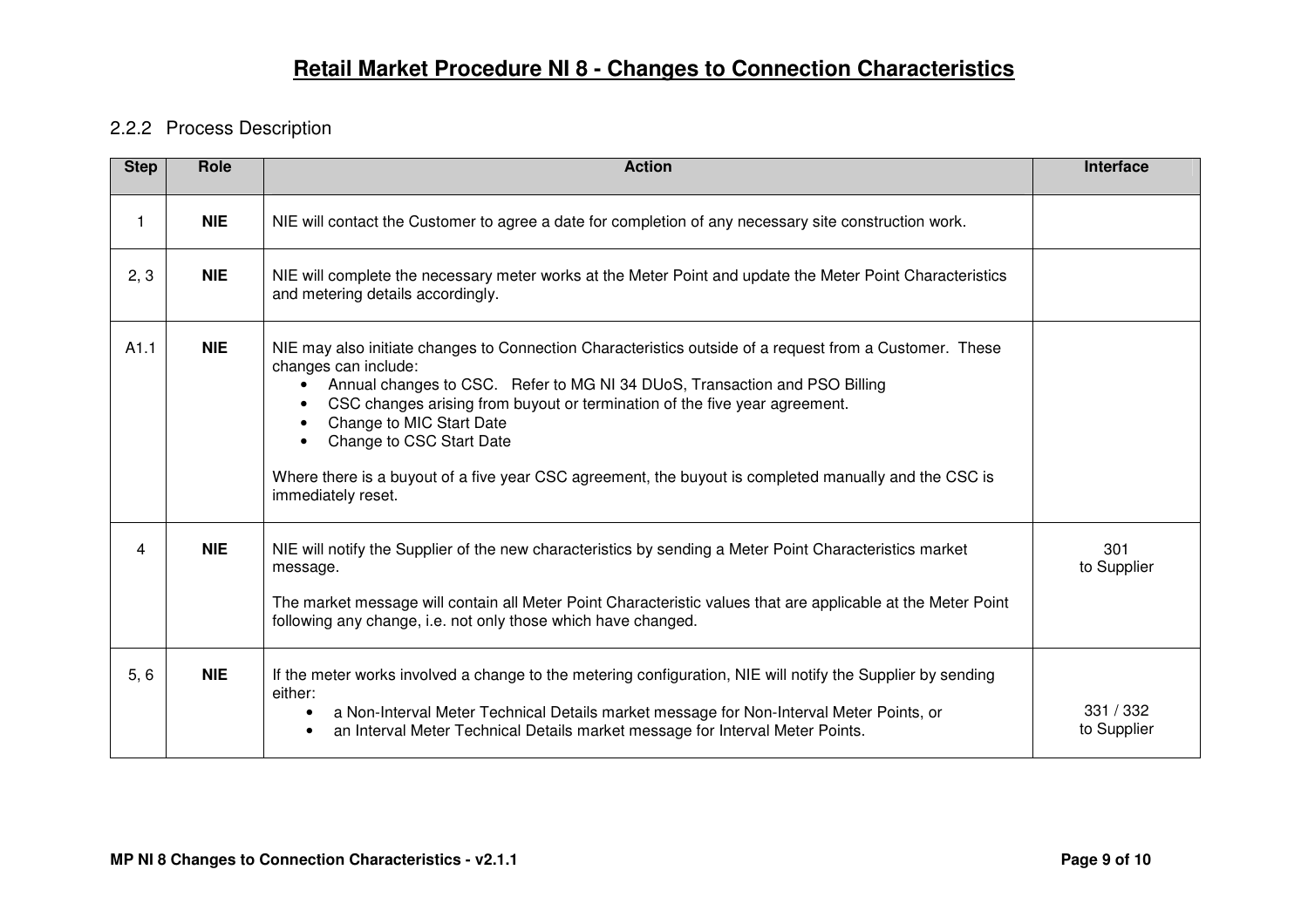# Retail Market Procedure NI 8 - Changes to Connection Characteristics

### 2.2.2 Process Description

| Step | Role | Action | Interface |
|---|---|---|---|
| 1 | **NIE** | NIE will contact the Customer to agree a date for completion of any necessary site construction work. | |
| 2, 3 | **NIE** | NIE will complete the necessary meter works at the Meter Point and update the Meter Point Characteristics and metering details accordingly. | |
| A1.1 | **NIE** | NIE may also initiate changes to Connection Characteristics outside of a request from a Customer. These changes can include:<br>• Annual changes to CSC. Refer to MG NI 34 DUoS, Transaction and PSO Billing<br>• CSC changes arising from buyout or termination of the five year agreement.<br>• Change to MIC Start Date<br>• Change to CSC Start Date<br><br>Where there is a buyout of a five year CSC agreement, the buyout is completed manually and the CSC is immediately reset. | |
| 4 | **NIE** | NIE will notify the Supplier of the new characteristics by sending a Meter Point Characteristics market message.<br><br>The market message will contain all Meter Point Characteristic values that are applicable at the Meter Point following any change, i.e. not only those which have changed. | 301<br>to Supplier |
| 5, 6 | **NIE** | If the meter works involved a change to the metering configuration, NIE will notify the Supplier by sending either:<br>• a Non-Interval Meter Technical Details market message for Non-Interval Meter Points, or<br>• an Interval Meter Technical Details market message for Interval Meter Points. | 331 / 332<br>to Supplier |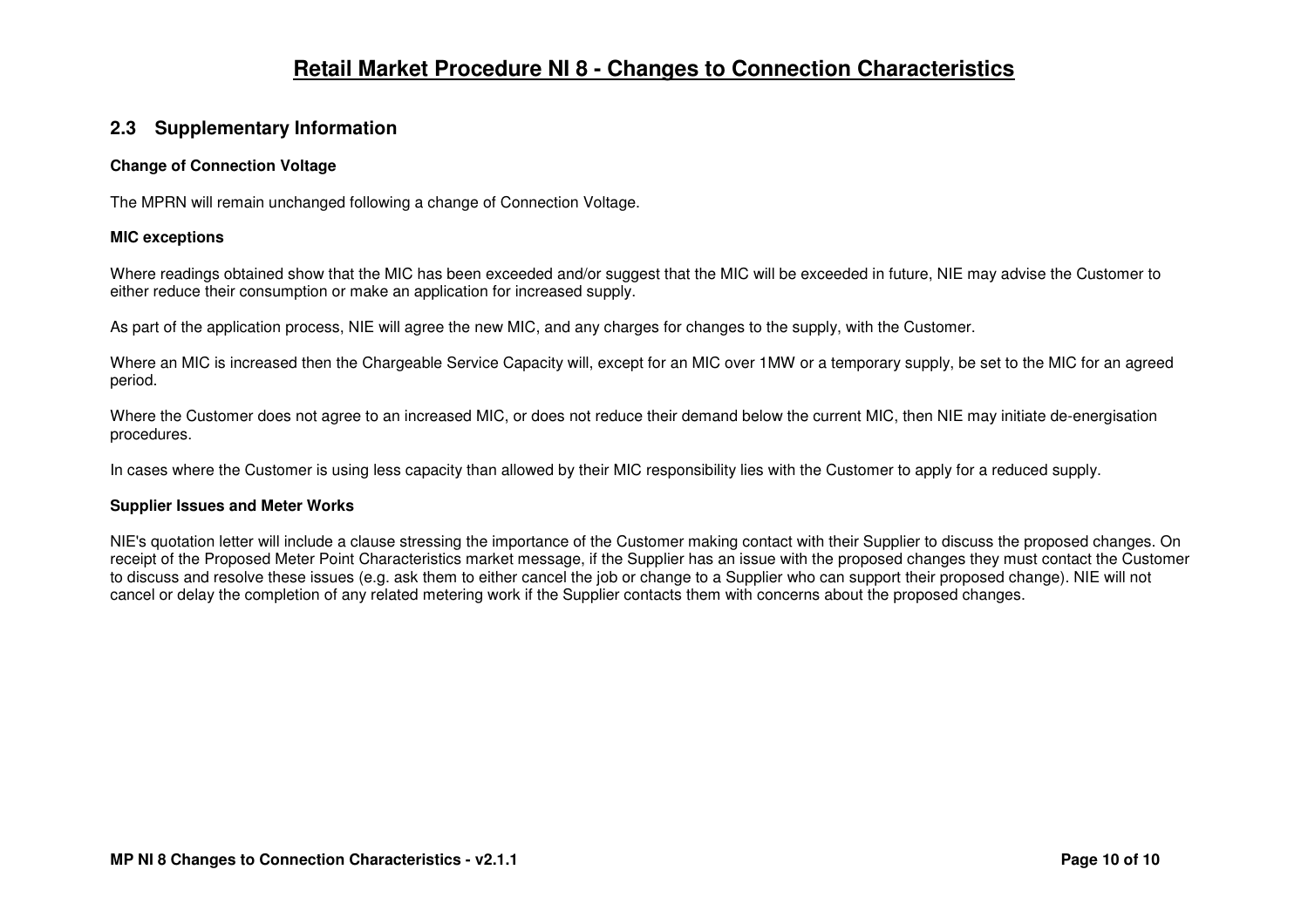## 2.3 Supplementary Information

**Change of Connection Voltage**

The MPRN will remain unchanged following a change of Connection Voltage.

**MIC exceptions**

Where readings obtained show that the MIC has been exceeded and/or suggest that the MIC will be exceeded in future, NIE may advise the Customer to either reduce their consumption or make an application for increased supply.

As part of the application process, NIE will agree the new MIC, and any charges for changes to the supply, with the Customer.

Where an MIC is increased then the Chargeable Service Capacity will, except for an MIC over 1MW or a temporary supply, be set to the MIC for an agreed period.

Where the Customer does not agree to an increased MIC, or does not reduce their demand below the current MIC, then NIE may initiate de-energisation procedures.

In cases where the Customer is using less capacity than allowed by their MIC responsibility lies with the Customer to apply for a reduced supply.

**Supplier Issues and Meter Works**

NIE's quotation letter will include a clause stressing the importance of the Customer making contact with their Supplier to discuss the proposed changes. On receipt of the Proposed Meter Point Characteristics market message, if the Supplier has an issue with the proposed changes they must contact the Customer to discuss and resolve these issues (e.g. ask them to either cancel the job or change to a Supplier who can support their proposed change). NIE will not cancel or delay the completion of any related metering work if the Supplier contacts them with concerns about the proposed changes.